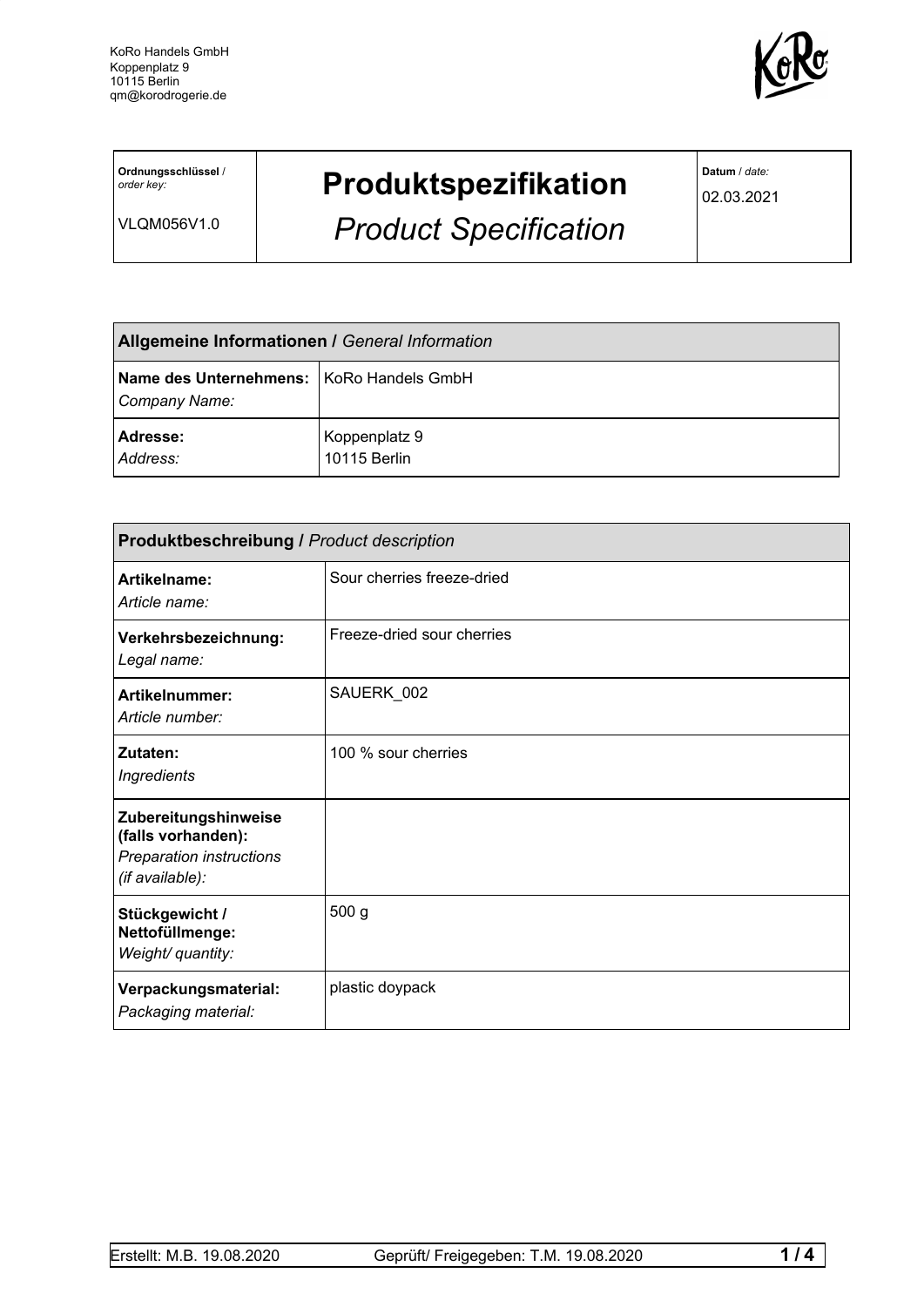KoRo Handels GmbH
Koppenplatz 9
10115 Berlin
qm@korodrogerie.de

| **Ordnungsschlüssel** / *order key:* VLQM056V1.0 | **Produktspezifikation** *Product Specification* | **Datum** / *date:* 02.03.2021 |
|---|---|---|

| **Allgemeine Informationen /** *General Information* | |
|---|---|
| **Name des Unternehmens:** *Company Name:* | KoRo Handels GmbH |
| **Adresse:** *Address:* | Koppenplatz 9 10115 Berlin |

| **Produktbeschreibung /** *Product description* | |
|---|---|
| **Artikelname:** *Article name:* | Sour cherries freeze-dried |
| **Verkehrsbezeichnung:** *Legal name:* | Freeze-dried sour cherries |
| **Artikelnummer:** *Article number:* | SAUERK_002 |
| **Zutaten:** *Ingredients* | 100 % sour cherries |
| **Zubereitungshinweise (falls vorhanden):** *Preparation instructions (if available):* | |
| **Stückgewicht / Nettofüllmenge:** *Weight/ quantity:* | 500 g |
| **Verpackungsmaterial:** *Packaging material:* | plastic doypack |

Erstellt: M.B. 19.08.2020 Geprüft/ Freigegeben: T.M. 19.08.2020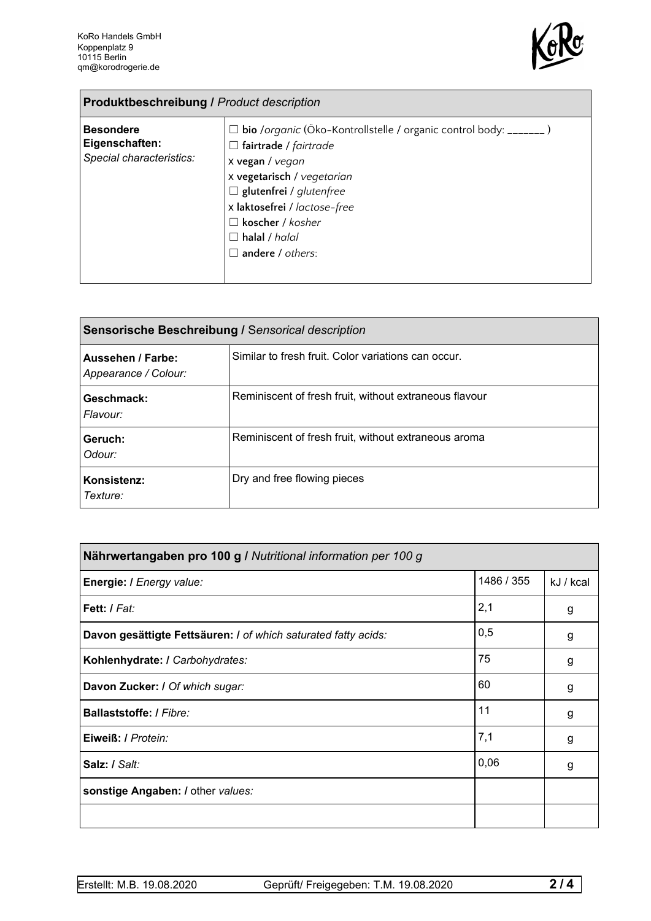KoRo Handels GmbH
Koppenplatz 9
10115 Berlin
qm@korodrogerie.de

| **Produktbeschreibung /** *Product description* | |
|---|---|
| **Besondere Eigenschaften:** *Special characteristics:* | ☐ **bio** /*organic* (Öko-Kontrollstelle / organic control body: _______ )<br>☐ **fairtrade** / *fairtrade*<br>x **vegan** / *vegan*<br>x **vegetarisch** / *vegetarian*<br>☐ **glutenfrei** / *glutenfree*<br>x **laktosefrei** / *lactose-free*<br>☐ **koscher** / *kosher*<br>☐ **halal** / *halal*<br>☐ **andere** / *others*: |

| **Sensorische Beschreibung /** *Sensorical description* | |
|---|---|
| **Aussehen / Farbe:** *Appearance / Colour:* | Similar to fresh fruit. Color variations can occur. |
| **Geschmack:** *Flavour:* | Reminiscent of fresh fruit, without extraneous flavour |
| **Geruch:** *Odour:* | Reminiscent of fresh fruit, without extraneous aroma |
| **Konsistenz:** *Texture:* | Dry and free flowing pieces |

| **Nährwertangaben pro 100 g /** *Nutritional information per 100 g* | | |
|---|---|---|
| **Energie: /** *Energy value:* | 1486 / 355 | kJ / kcal |
| **Fett: /** *Fat:* | 2,1 | g |
| **Davon gesättigte Fettsäuren: /** *of which saturated fatty acids:* | 0,5 | g |
| **Kohlenhydrate: /** *Carbohydrates:* | 75 | g |
| **Davon Zucker: /** *Of which sugar:* | 60 | g |
| **Ballaststoffe: /** *Fibre:* | 11 | g |
| **Eiweiß: /** *Protein:* | 7,1 | g |
| **Salz: /** *Salt:* | 0,06 | g |
| **sonstige Angaben: /** other *values:* | | |
| | | |

Erstellt: M.B. 19.08.2020 Geprüft/ Freigegeben: T.M. 19.08.2020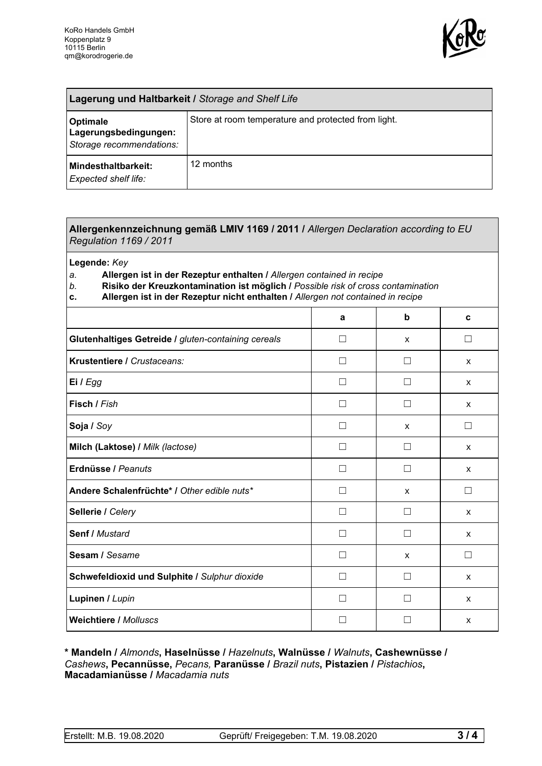KoRo Handels GmbH
Koppenplatz 9
10115 Berlin
qm@korodrogerie.de

| **Lagerung und Haltbarkeit /** *Storage and Shelf Life* | |
|---|---|
| **Optimale Lagerungsbedingungen:** *Storage recommendations:* | Store at room temperature and protected from light. |
| **Mindesthaltbarkeit:** *Expected shelf life:* | 12 months |

**Allergenkennzeichnung gemäß LMIV 1169 / 2011 /** *Allergen Declaration according to EU Regulation 1169 / 2011*

**Legende:** *Key*

*a.* **Allergen ist in der Rezeptur enthalten /** *Allergen contained in recipe*
*b.* **Risiko der Kreuzkontamination ist möglich /** *Possible risk of cross contamination*
**c.** **Allergen ist in der Rezeptur nicht enthalten /** *Allergen not contained in recipe*

| | a | b | c |
|---|---|---|---|
| **Glutenhaltiges Getreide /** *gluten-containing cereals* | ☐ | x | ☐ |
| **Krustentiere /** *Crustaceans:* | ☐ | ☐ | x |
| **Ei /** *Egg* | ☐ | ☐ | x |
| **Fisch /** *Fish* | ☐ | ☐ | x |
| **Soja /** *Soy* | ☐ | x | ☐ |
| **Milch (Laktose) /** *Milk (lactose)* | ☐ | ☐ | x |
| **Erdnüsse /** *Peanuts* | ☐ | ☐ | x |
| **Andere Schalenfrüchte* /** *Other edible nuts** | ☐ | x | ☐ |
| **Sellerie /** *Celery* | ☐ | ☐ | x |
| **Senf /** *Mustard* | ☐ | ☐ | x |
| **Sesam /** *Sesame* | ☐ | x | ☐ |
| **Schwefeldioxid und Sulphite /** *Sulphur dioxide* | ☐ | ☐ | x |
| **Lupinen /** *Lupin* | ☐ | ☐ | x |
| **Weichtiere /** *Molluscs* | ☐ | ☐ | x |

**\* Mandeln /** *Almonds*, **Haselnüsse /** *Hazelnuts*, **Walnüsse /** *Walnuts*, **Cashewnüsse /** *Cashews*, **Pecannüsse,** *Pecans,* **Paranüsse /** *Brazil nuts*, **Pistazien /** *Pistachios*, **Macadamianüsse /** *Macadamia nuts*

Erstellt: M.B. 19.08.2020 Geprüft/ Freigegeben: T.M. 19.08.2020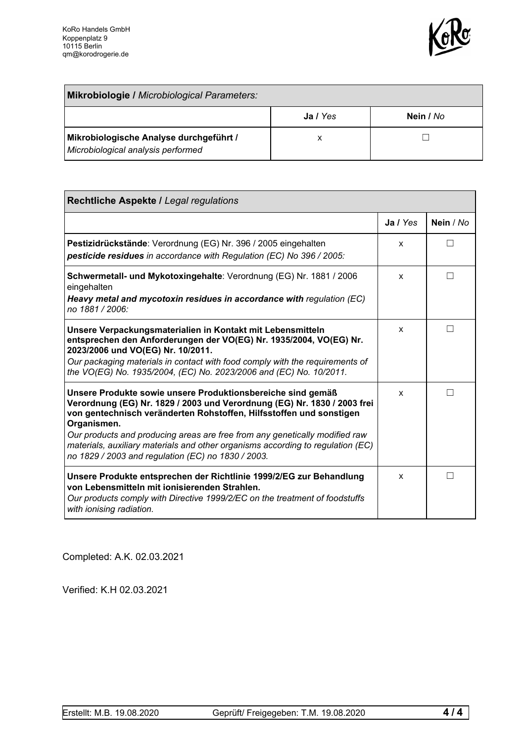| **Mikrobiologie /** *Microbiological Parameters:* | | |
|---|---|---|
| | **Ja /** *Yes* | **Nein /** *No* |
| **Mikrobiologische Analyse durchgeführt /** *Microbiological analysis performed* | x | ☐ |

| **Rechtliche Aspekte /** *Legal regulations* | | |
|---|---|---|
| | **Ja /** *Yes* | **Nein** / *No* |
| **Pestizidrückstände**: Verordnung (EG) Nr. 396 / 2005 eingehalten ***pesticide residues** in accordance with Regulation (EC) No 396 / 2005:* | x | ☐ |
| **Schwermetall- und Mykotoxingehalte**: Verordnung (EG) Nr. 1881 / 2006 eingehalten ***Heavy metal and mycotoxin residues in accordance with** regulation (EC) no 1881 / 2006:* | x | ☐ |
| **Unsere Verpackungsmaterialien in Kontakt mit Lebensmitteln entsprechen den Anforderungen der VO(EG) Nr. 1935/2004, VO(EG) Nr. 2023/2006 und VO(EG) Nr. 10/2011.** *Our packaging materials in contact with food comply with the requirements of the VO(EG) No. 1935/2004, (EC) No. 2023/2006 and (EC) No. 10/2011.* | x | ☐ |
| **Unsere Produkte sowie unsere Produktionsbereiche sind gemäß Verordnung (EG) Nr. 1829 / 2003 und Verordnung (EG) Nr. 1830 / 2003 frei von gentechnisch veränderten Rohstoffen, Hilfsstoffen und sonstigen Organismen.** *Our products and producing areas are free from any genetically modified raw materials, auxiliary materials and other organisms according to regulation (EC) no 1829 / 2003 and regulation (EC) no 1830 / 2003.* | x | ☐ |
| **Unsere Produkte entsprechen der Richtlinie 1999/2/EG zur Behandlung von Lebensmitteln mit ionisierenden Strahlen.** *Our products comply with Directive 1999/2/EC on the treatment of foodstuffs with ionising radiation.* | x | ☐ |

Completed: A.K. 02.03.2021

Verified: K.H 02.03.2021